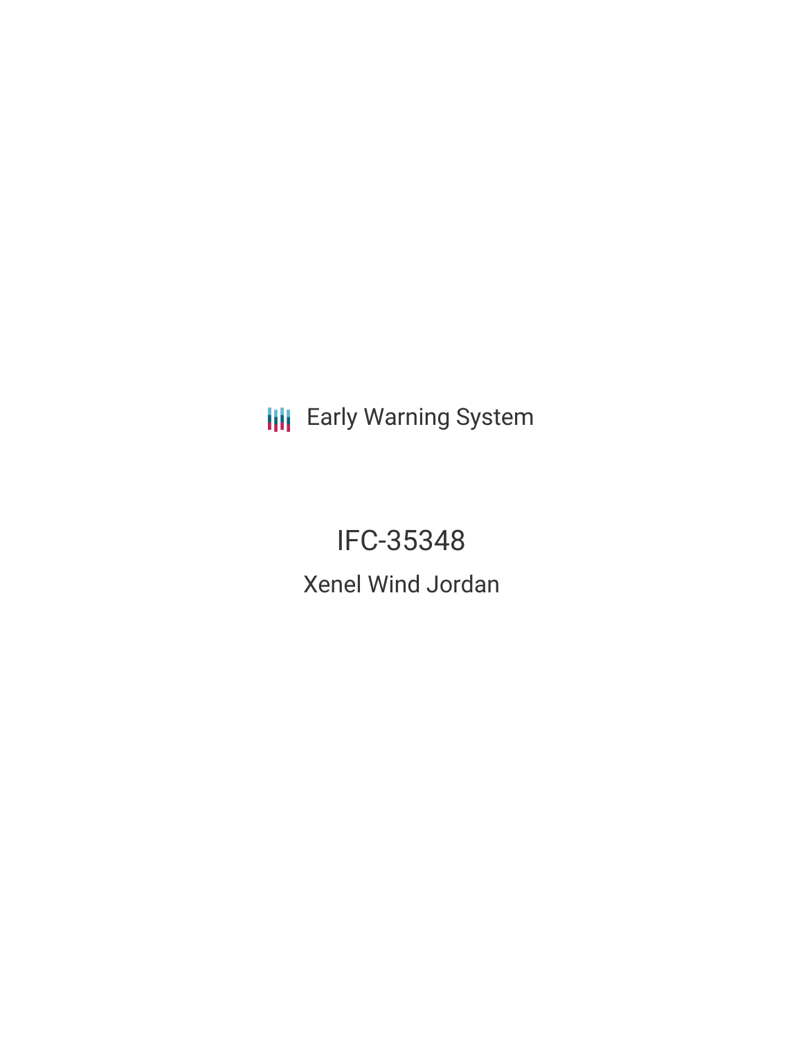Early Warning System

# IFC-35348

## Xenel Wind Jordan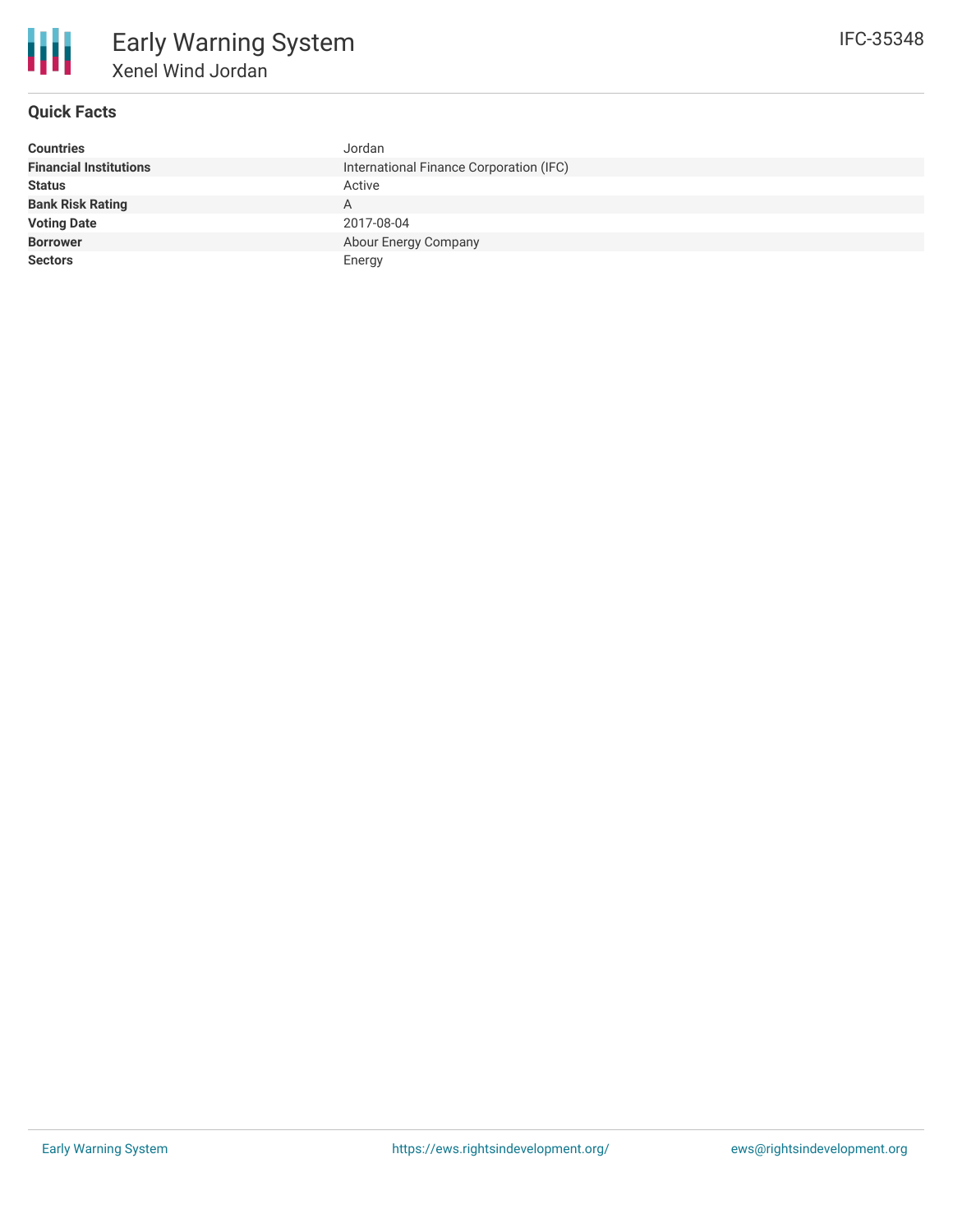# Early Warning System

## Xenel Wind Jordan

IFC-35348

### Quick Facts

| | |
|---|---|
| **Countries** | Jordan |
| **Financial Institutions** | International Finance Corporation (IFC) |
| **Status** | Active |
| **Bank Risk Rating** | A |
| **Voting Date** | 2017-08-04 |
| **Borrower** | Abour Energy Company |
| **Sectors** | Energy |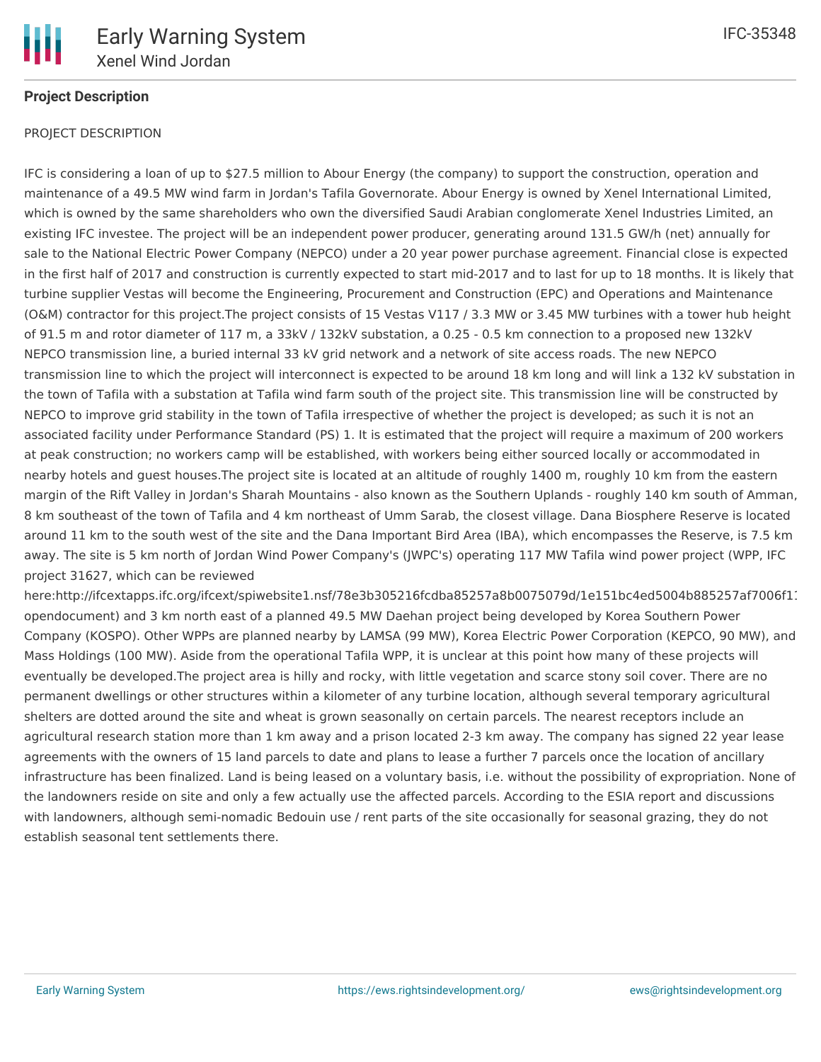**Project Description**

PROJECT DESCRIPTION

IFC is considering a loan of up to $27.5 million to Abour Energy (the company) to support the construction, operation and maintenance of a 49.5 MW wind farm in Jordan's Tafila Governorate. Abour Energy is owned by Xenel International Limited, which is owned by the same shareholders who own the diversified Saudi Arabian conglomerate Xenel Industries Limited, an existing IFC investee. The project will be an independent power producer, generating around 131.5 GW/h (net) annually for sale to the National Electric Power Company (NEPCO) under a 20 year power purchase agreement. Financial close is expected in the first half of 2017 and construction is currently expected to start mid-2017 and to last for up to 18 months. It is likely that turbine supplier Vestas will become the Engineering, Procurement and Construction (EPC) and Operations and Maintenance (O&M) contractor for this project.The project consists of 15 Vestas V117 / 3.3 MW or 3.45 MW turbines with a tower hub height of 91.5 m and rotor diameter of 117 m, a 33kV / 132kV substation, a 0.25 - 0.5 km connection to a proposed new 132kV NEPCO transmission line, a buried internal 33 kV grid network and a network of site access roads. The new NEPCO transmission line to which the project will interconnect is expected to be around 18 km long and will link a 132 kV substation in the town of Tafila with a substation at Tafila wind farm south of the project site. This transmission line will be constructed by NEPCO to improve grid stability in the town of Tafila irrespective of whether the project is developed; as such it is not an associated facility under Performance Standard (PS) 1. It is estimated that the project will require a maximum of 200 workers at peak construction; no workers camp will be established, with workers being either sourced locally or accommodated in nearby hotels and guest houses.The project site is located at an altitude of roughly 1400 m, roughly 10 km from the eastern margin of the Rift Valley in Jordan's Sharah Mountains - also known as the Southern Uplands - roughly 140 km south of Amman, 8 km southeast of the town of Tafila and 4 km northeast of Umm Sarab, the closest village. Dana Biosphere Reserve is located around 11 km to the south west of the site and the Dana Important Bird Area (IBA), which encompasses the Reserve, is 7.5 km away. The site is 5 km north of Jordan Wind Power Company's (JWPC's) operating 117 MW Tafila wind power project (WPP, IFC project 31627, which can be reviewed here:http://ifcextapps.ifc.org/ifcext/spiwebsite1.nsf/78e3b305216fcdba85257a8b0075079d/1e151bc4ed5004b885257af7006f1 opendocument) and 3 km north east of a planned 49.5 MW Daehan project being developed by Korea Southern Power Company (KOSPO). Other WPPs are planned nearby by LAMSA (99 MW), Korea Electric Power Corporation (KEPCO, 90 MW), and Mass Holdings (100 MW). Aside from the operational Tafila WPP, it is unclear at this point how many of these projects will eventually be developed.The project area is hilly and rocky, with little vegetation and scarce stony soil cover. There are no permanent dwellings or other structures within a kilometer of any turbine location, although several temporary agricultural shelters are dotted around the site and wheat is grown seasonally on certain parcels. The nearest receptors include an agricultural research station more than 1 km away and a prison located 2-3 km away. The company has signed 22 year lease agreements with the owners of 15 land parcels to date and plans to lease a further 7 parcels once the location of ancillary infrastructure has been finalized. Land is being leased on a voluntary basis, i.e. without the possibility of expropriation. None of the landowners reside on site and only a few actually use the affected parcels. According to the ESIA report and discussions with landowners, although semi-nomadic Bedouin use / rent parts of the site occasionally for seasonal grazing, they do not establish seasonal tent settlements there.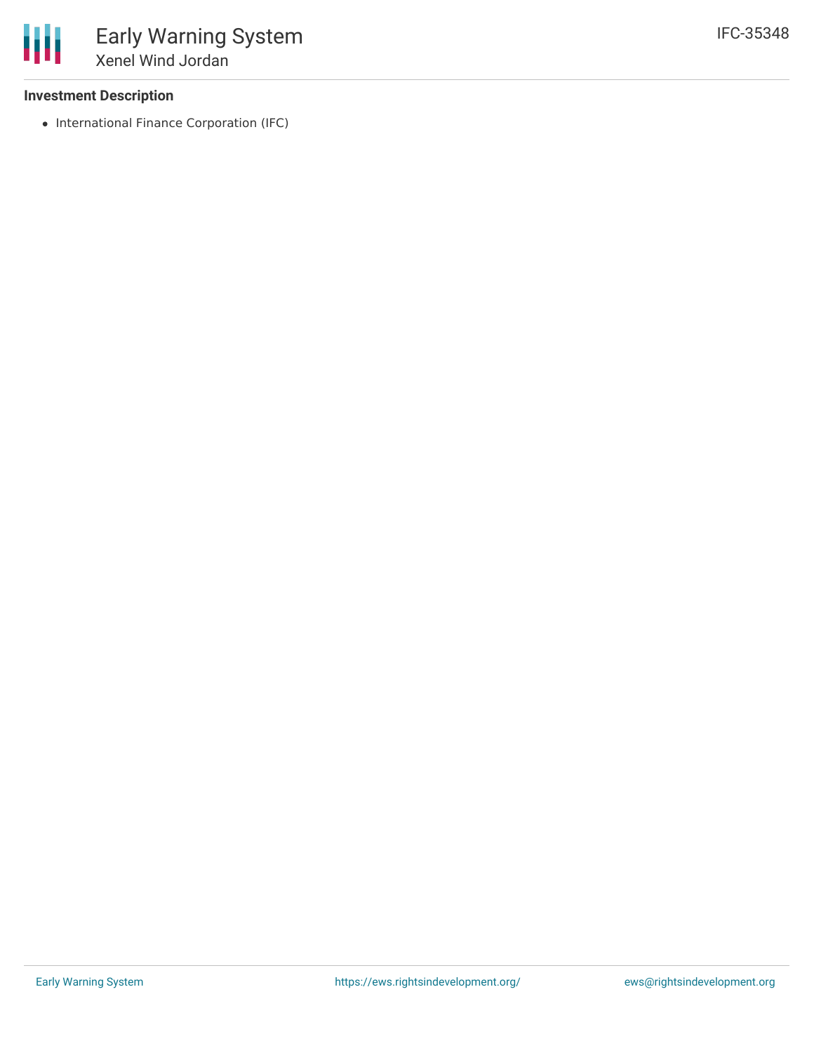### Investment Description

- International Finance Corporation (IFC)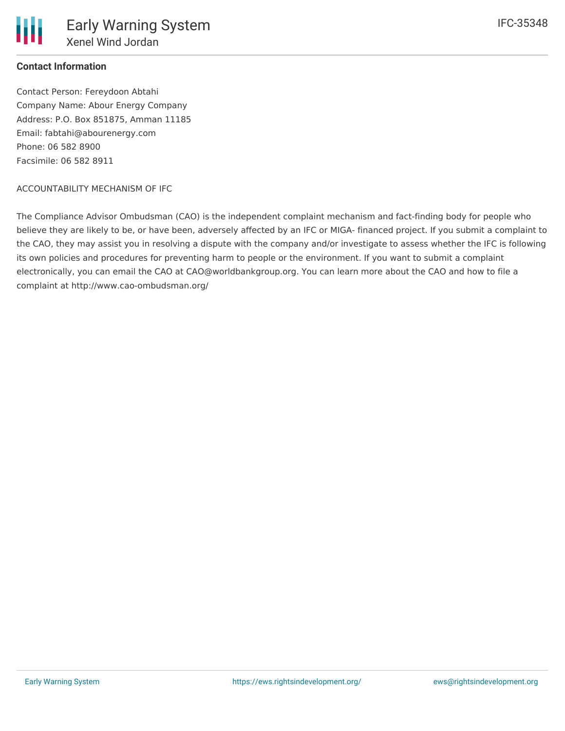**Contact Information**

Contact Person: Fereydoon Abtahi
Company Name: Abour Energy Company
Address: P.O. Box 851875, Amman 11185
Email: fabtahi@abourenergy.com
Phone: 06 582 8900
Facsimile: 06 582 8911

ACCOUNTABILITY MECHANISM OF IFC

The Compliance Advisor Ombudsman (CAO) is the independent complaint mechanism and fact-finding body for people who believe they are likely to be, or have been, adversely affected by an IFC or MIGA- financed project. If you submit a complaint to the CAO, they may assist you in resolving a dispute with the company and/or investigate to assess whether the IFC is following its own policies and procedures for preventing harm to people or the environment. If you want to submit a complaint electronically, you can email the CAO at CAO@worldbankgroup.org. You can learn more about the CAO and how to file a complaint at http://www.cao-ombudsman.org/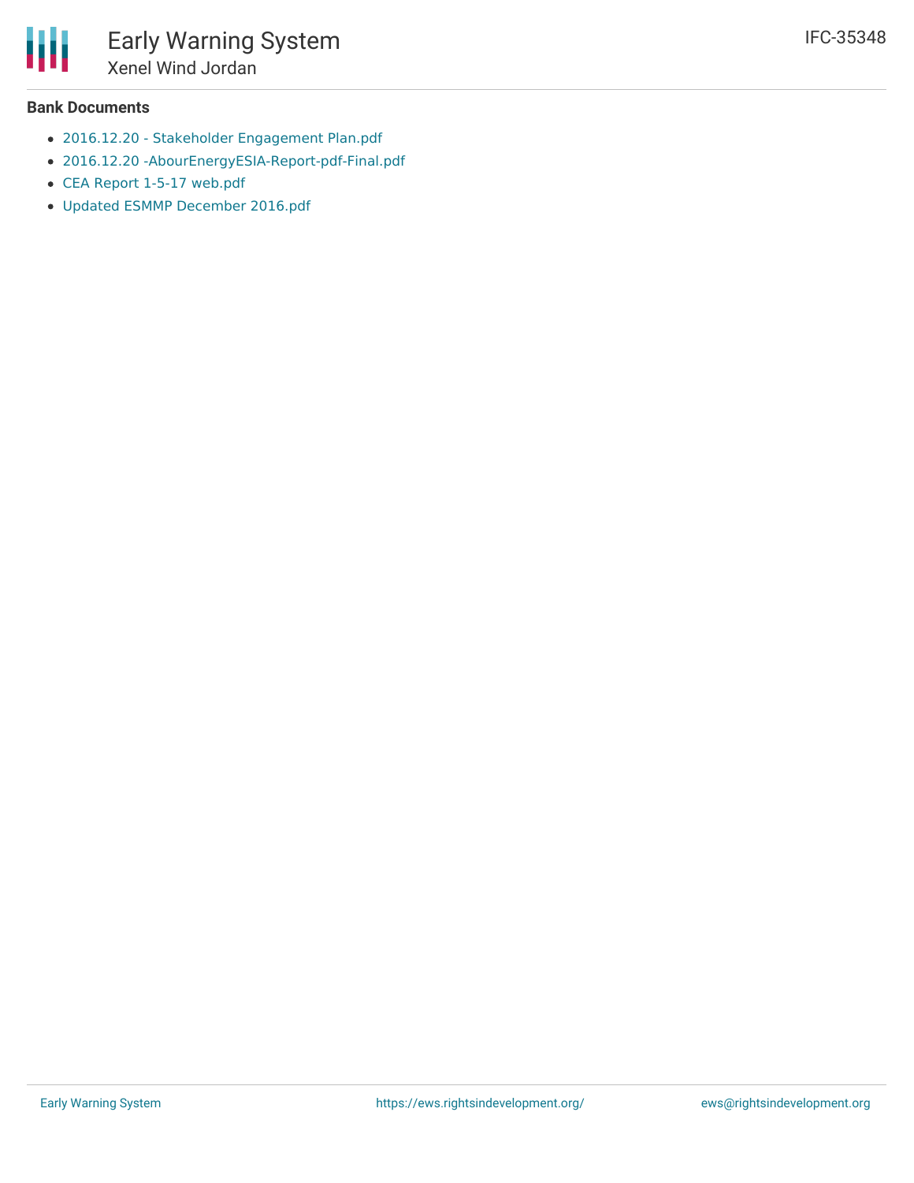**Bank Documents**

- 2016.12.20 - Stakeholder Engagement Plan.pdf
- 2016.12.20 -AbourEnergyESIA-Report-pdf-Final.pdf
- CEA Report 1-5-17 web.pdf
- Updated ESMMP December 2016.pdf